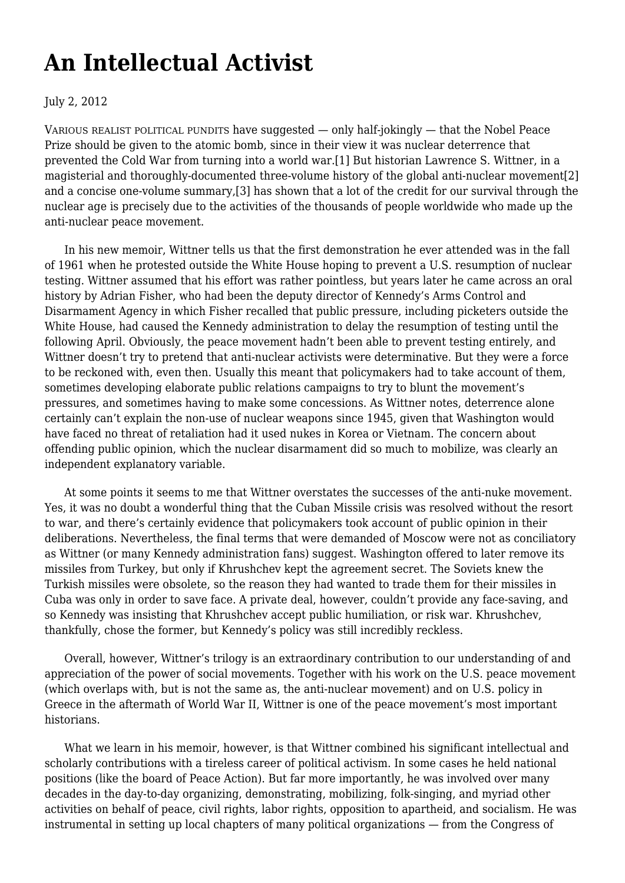# An Intellectual Activist

July 2, 2012

VARIOUS REALIST POLITICAL PUNDITS have suggested — only half-jokingly — that the Nobel Peace Prize should be given to the atomic bomb, since in their view it was nuclear deterrence that prevented the Cold War from turning into a world war.[1] But historian Lawrence S. Wittner, in a magisterial and thoroughly-documented three-volume history of the global anti-nuclear movement[2] and a concise one-volume summary,[3] has shown that a lot of the credit for our survival through the nuclear age is precisely due to the activities of the thousands of people worldwide who made up the anti-nuclear peace movement.

In his new memoir, Wittner tells us that the first demonstration he ever attended was in the fall of 1961 when he protested outside the White House hoping to prevent a U.S. resumption of nuclear testing. Wittner assumed that his effort was rather pointless, but years later he came across an oral history by Adrian Fisher, who had been the deputy director of Kennedy's Arms Control and Disarmament Agency in which Fisher recalled that public pressure, including picketers outside the White House, had caused the Kennedy administration to delay the resumption of testing until the following April. Obviously, the peace movement hadn't been able to prevent testing entirely, and Wittner doesn't try to pretend that anti-nuclear activists were determinative. But they were a force to be reckoned with, even then. Usually this meant that policymakers had to take account of them, sometimes developing elaborate public relations campaigns to try to blunt the movement's pressures, and sometimes having to make some concessions. As Wittner notes, deterrence alone certainly can't explain the non-use of nuclear weapons since 1945, given that Washington would have faced no threat of retaliation had it used nukes in Korea or Vietnam. The concern about offending public opinion, which the nuclear disarmament did so much to mobilize, was clearly an independent explanatory variable.

At some points it seems to me that Wittner overstates the successes of the anti-nuke movement. Yes, it was no doubt a wonderful thing that the Cuban Missile crisis was resolved without the resort to war, and there's certainly evidence that policymakers took account of public opinion in their deliberations. Nevertheless, the final terms that were demanded of Moscow were not as conciliatory as Wittner (or many Kennedy administration fans) suggest. Washington offered to later remove its missiles from Turkey, but only if Khrushchev kept the agreement secret. The Soviets knew the Turkish missiles were obsolete, so the reason they had wanted to trade them for their missiles in Cuba was only in order to save face. A private deal, however, couldn't provide any face-saving, and so Kennedy was insisting that Khrushchev accept public humiliation, or risk war. Khrushchev, thankfully, chose the former, but Kennedy's policy was still incredibly reckless.

Overall, however, Wittner's trilogy is an extraordinary contribution to our understanding of and appreciation of the power of social movements. Together with his work on the U.S. peace movement (which overlaps with, but is not the same as, the anti-nuclear movement) and on U.S. policy in Greece in the aftermath of World War II, Wittner is one of the peace movement's most important historians.

What we learn in his memoir, however, is that Wittner combined his significant intellectual and scholarly contributions with a tireless career of political activism. In some cases he held national positions (like the board of Peace Action). But far more importantly, he was involved over many decades in the day-to-day organizing, demonstrating, mobilizing, folk-singing, and myriad other activities on behalf of peace, civil rights, labor rights, opposition to apartheid, and socialism. He was instrumental in setting up local chapters of many political organizations — from the Congress of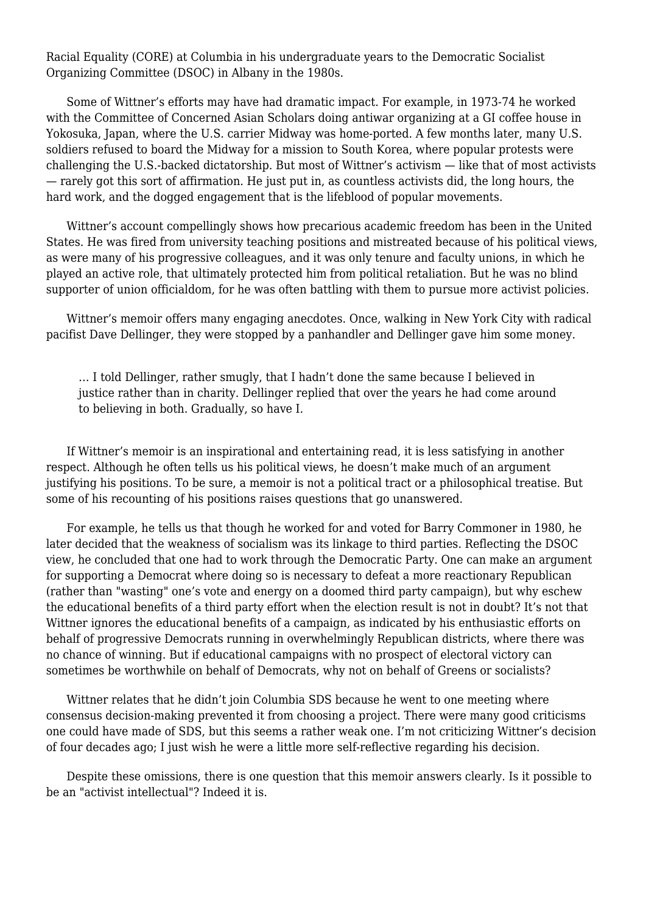Racial Equality (CORE) at Columbia in his undergraduate years to the Democratic Socialist Organizing Committee (DSOC) in Albany in the 1980s.

Some of Wittner's efforts may have had dramatic impact. For example, in 1973-74 he worked with the Committee of Concerned Asian Scholars doing antiwar organizing at a GI coffee house in Yokosuka, Japan, where the U.S. carrier Midway was home-ported. A few months later, many U.S. soldiers refused to board the Midway for a mission to South Korea, where popular protests were challenging the U.S.-backed dictatorship. But most of Wittner's activism — like that of most activists — rarely got this sort of affirmation. He just put in, as countless activists did, the long hours, the hard work, and the dogged engagement that is the lifeblood of popular movements.

Wittner's account compellingly shows how precarious academic freedom has been in the United States. He was fired from university teaching positions and mistreated because of his political views, as were many of his progressive colleagues, and it was only tenure and faculty unions, in which he played an active role, that ultimately protected him from political retaliation. But he was no blind supporter of union officialdom, for he was often battling with them to pursue more activist policies.

Wittner's memoir offers many engaging anecdotes. Once, walking in New York City with radical pacifist Dave Dellinger, they were stopped by a panhandler and Dellinger gave him some money.

> ... I told Dellinger, rather smugly, that I hadn't done the same because I believed in justice rather than in charity. Dellinger replied that over the years he had come around to believing in both. Gradually, so have I.

If Wittner's memoir is an inspirational and entertaining read, it is less satisfying in another respect. Although he often tells us his political views, he doesn't make much of an argument justifying his positions. To be sure, a memoir is not a political tract or a philosophical treatise. But some of his recounting of his positions raises questions that go unanswered.

For example, he tells us that though he worked for and voted for Barry Commoner in 1980, he later decided that the weakness of socialism was its linkage to third parties. Reflecting the DSOC view, he concluded that one had to work through the Democratic Party. One can make an argument for supporting a Democrat where doing so is necessary to defeat a more reactionary Republican (rather than "wasting" one's vote and energy on a doomed third party campaign), but why eschew the educational benefits of a third party effort when the election result is not in doubt? It's not that Wittner ignores the educational benefits of a campaign, as indicated by his enthusiastic efforts on behalf of progressive Democrats running in overwhelmingly Republican districts, where there was no chance of winning. But if educational campaigns with no prospect of electoral victory can sometimes be worthwhile on behalf of Democrats, why not on behalf of Greens or socialists?

Wittner relates that he didn't join Columbia SDS because he went to one meeting where consensus decision-making prevented it from choosing a project. There were many good criticisms one could have made of SDS, but this seems a rather weak one. I'm not criticizing Wittner's decision of four decades ago; I just wish he were a little more self-reflective regarding his decision.

Despite these omissions, there is one question that this memoir answers clearly. Is it possible to be an "activist intellectual"? Indeed it is.